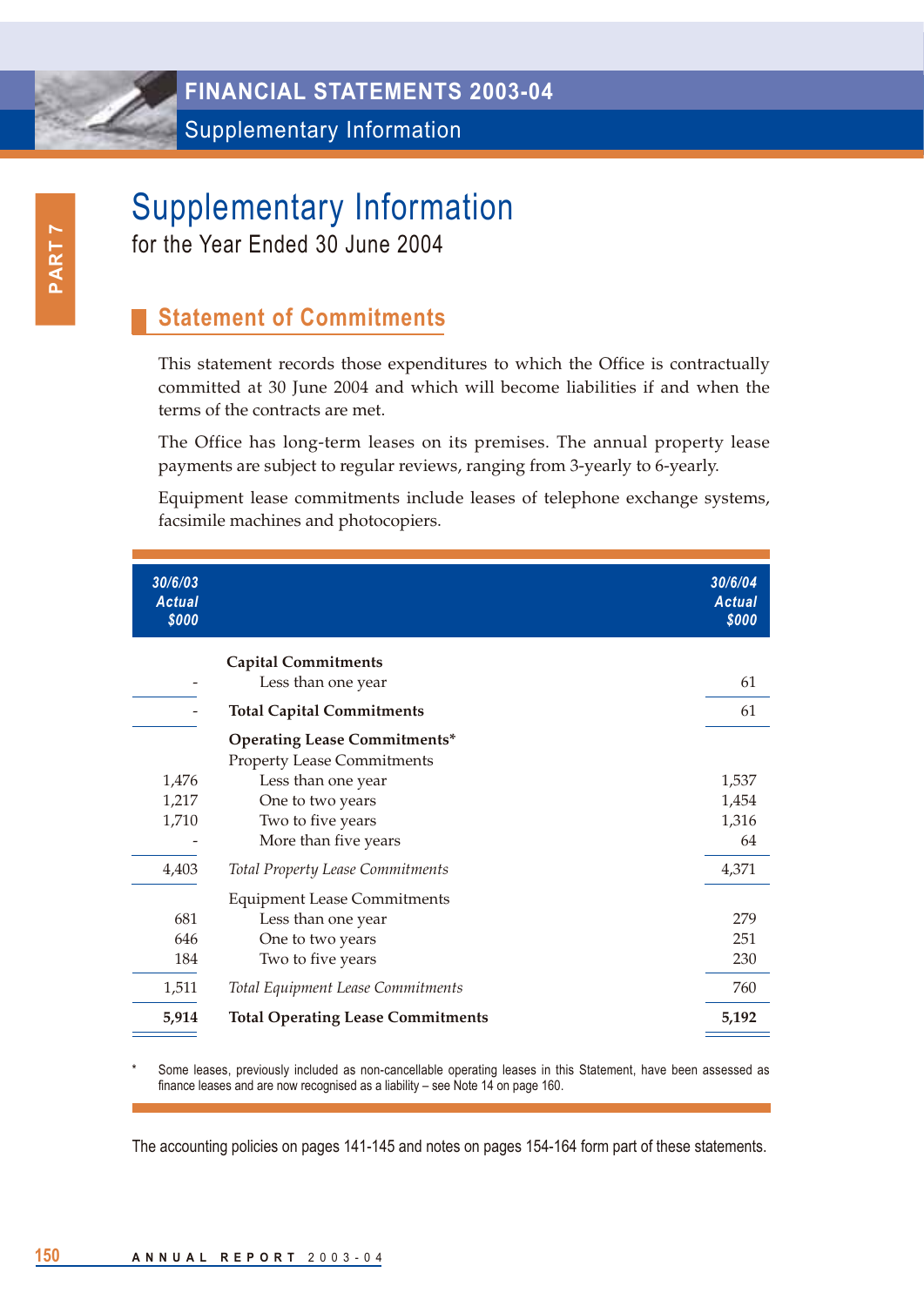# Supplementary Information

for the Year Ended 30 June 2004

## Statement of Commitments

This statement records those expenditures to which the Office is contractually committed at 30 June 2004 and which will become liabilities if and when the terms of the contracts are met.

The Office has long-term leases on its premises. The annual property lease payments are subject to regular reviews, ranging from 3-yearly to 6-yearly.

Equipment lease commitments include leases of telephone exchange systems, facsimile machines and photocopiers.

| 30/6/03 Actual $000 | | 30/6/04 Actual $000 |
|---|---|---|
| | **Capital Commitments** | |
| - | Less than one year | 61 |
| - | **Total Capital Commitments** | 61 |
| | **Operating Lease Commitments*** | |
| | Property Lease Commitments | |
| 1,476 | Less than one year | 1,537 |
| 1,217 | One to two years | 1,454 |
| 1,710 | Two to five years | 1,316 |
| - | More than five years | 64 |
| 4,403 | *Total Property Lease Commitments* | 4,371 |
| | Equipment Lease Commitments | |
| 681 | Less than one year | 279 |
| 646 | One to two years | 251 |
| 184 | Two to five years | 230 |
| 1,511 | *Total Equipment Lease Commitments* | 760 |
| **5,914** | **Total Operating Lease Commitments** | **5,192** |

\* Some leases, previously included as non-cancellable operating leases in this Statement, have been assessed as finance leases and are now recognised as a liability – see Note 14 on page 160.

The accounting policies on pages 141-145 and notes on pages 154-164 form part of these statements.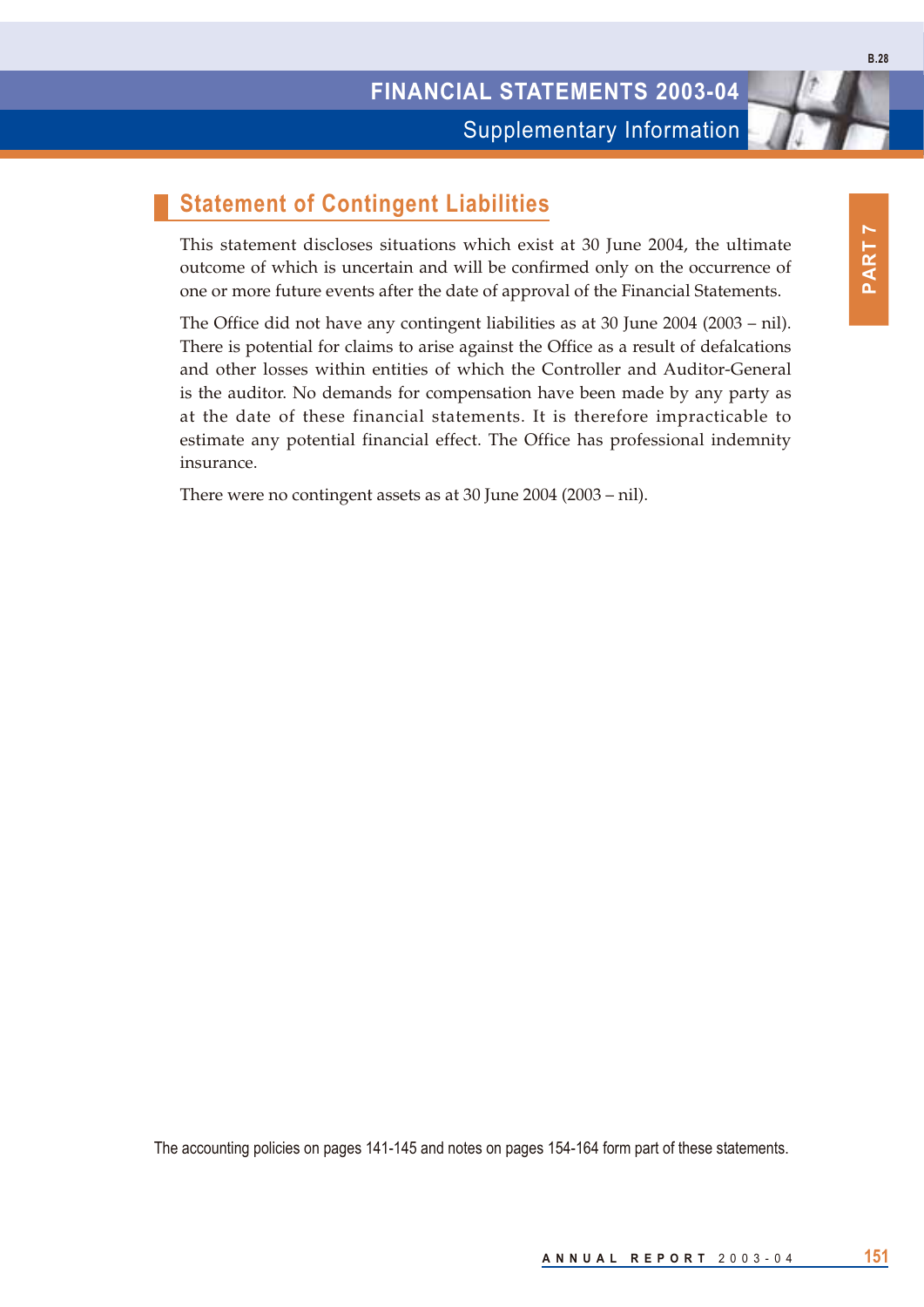## Statement of Contingent Liabilities

This statement discloses situations which exist at 30 June 2004, the ultimate outcome of which is uncertain and will be confirmed only on the occurrence of one or more future events after the date of approval of the Financial Statements.

The Office did not have any contingent liabilities as at 30 June 2004 (2003 – nil). There is potential for claims to arise against the Office as a result of defalcations and other losses within entities of which the Controller and Auditor-General is the auditor. No demands for compensation have been made by any party as at the date of these financial statements. It is therefore impracticable to estimate any potential financial effect. The Office has professional indemnity insurance.

There were no contingent assets as at 30 June 2004 (2003 – nil).

The accounting policies on pages 141-145 and notes on pages 154-164 form part of these statements.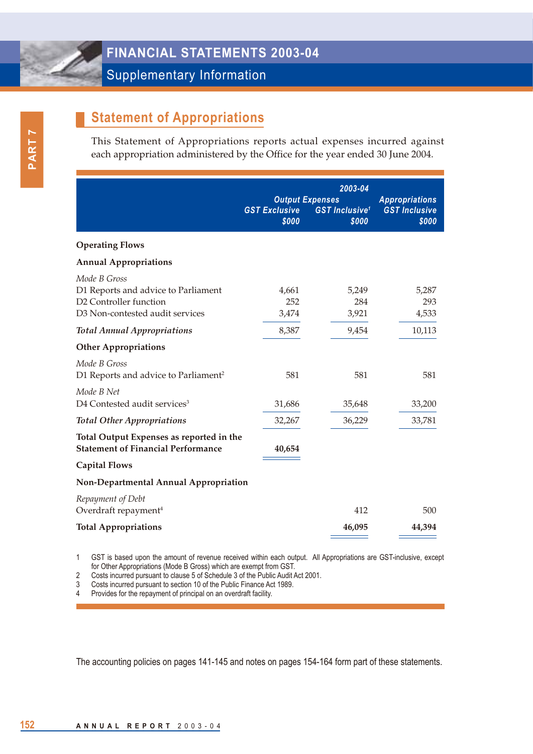# FINANCIAL STATEMENTS 2003-04

## Supplementary Information

### Statement of Appropriations

This Statement of Appropriations reports actual expenses incurred against each appropriation administered by the Office for the year ended 30 June 2004.

| | 2003-04 | | |
|---|---|---|---|
| | Output Expenses | | Appropriations |
| | GST Exclusive $000 | GST Inclusive[1] $000 | GST Inclusive $000 |
| **Operating Flows** | | | |
| **Annual Appropriations** | | | |
| *Mode B Gross* | | | |
| D1 Reports and advice to Parliament | 4,661 | 5,249 | 5,287 |
| D2 Controller function | 252 | 284 | 293 |
| D3 Non-contested audit services | 3,474 | 3,921 | 4,533 |
| ***Total Annual Appropriations*** | 8,387 | 9,454 | 10,113 |
| **Other Appropriations** | | | |
| *Mode B Gross* | | | |
| D1 Reports and advice to Parliament[2] | 581 | 581 | 581 |
| *Mode B Net* | | | |
| D4 Contested audit services[3] | 31,686 | 35,648 | 33,200 |
| ***Total Other Appropriations*** | 32,267 | 36,229 | 33,781 |
| **Total Output Expenses as reported in the Statement of Financial Performance** | **40,654** | | |
| **Capital Flows** | | | |
| **Non-Departmental Annual Appropriation** | | | |
| *Repayment of Debt* | | | |
| Overdraft repayment[4] | | 412 | 500 |
| **Total Appropriations** | | **46,095** | **44,394** |

1 GST is based upon the amount of revenue received within each output. All Appropriations are GST-inclusive, except for Other Appropriations (Mode B Gross) which are exempt from GST.

2 Costs incurred pursuant to clause 5 of Schedule 3 of the Public Audit Act 2001.

3 Costs incurred pursuant to section 10 of the Public Finance Act 1989.

4 Provides for the repayment of principal on an overdraft facility.

The accounting policies on pages 141-145 and notes on pages 154-164 form part of these statements.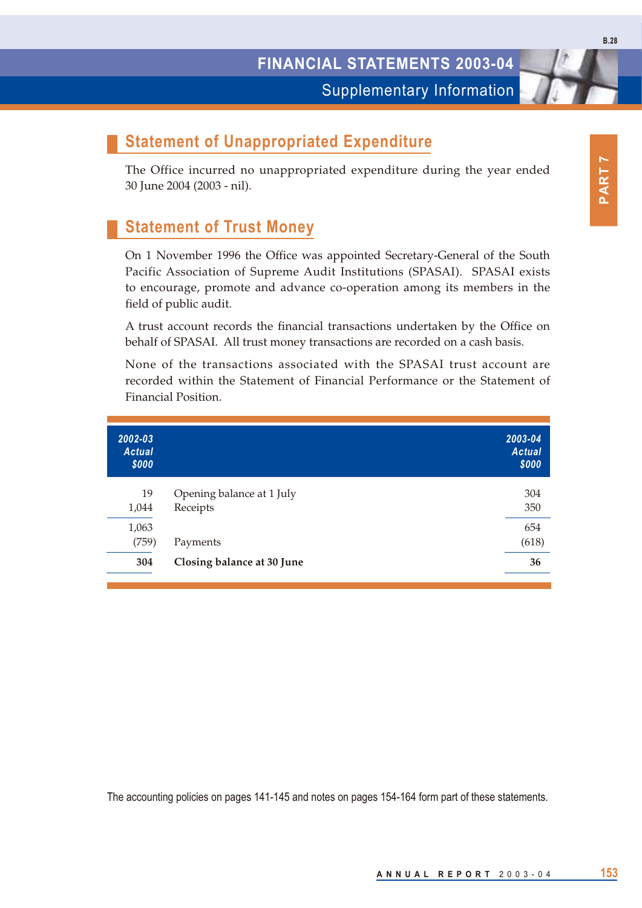## Statement of Unappropriated Expenditure

The Office incurred no unappropriated expenditure during the year ended 30 June 2004 (2003 - nil).

## Statement of Trust Money

On 1 November 1996 the Office was appointed Secretary-General of the South Pacific Association of Supreme Audit Institutions (SPASAI). SPASAI exists to encourage, promote and advance co-operation among its members in the field of public audit.

A trust account records the financial transactions undertaken by the Office on behalf of SPASAI. All trust money transactions are recorded on a cash basis.

None of the transactions associated with the SPASAI trust account are recorded within the Statement of Financial Performance or the Statement of Financial Position.

| 2002-03 Actual $000 | | 2003-04 Actual $000 |
|---|---|---|
| 19 | Opening balance at 1 July | 304 |
| 1,044 | Receipts | 350 |
| 1,063 | | 654 |
| (759) | Payments | (618) |
| **304** | **Closing balance at 30 June** | **36** |

The accounting policies on pages 141-145 and notes on pages 154-164 form part of these statements.